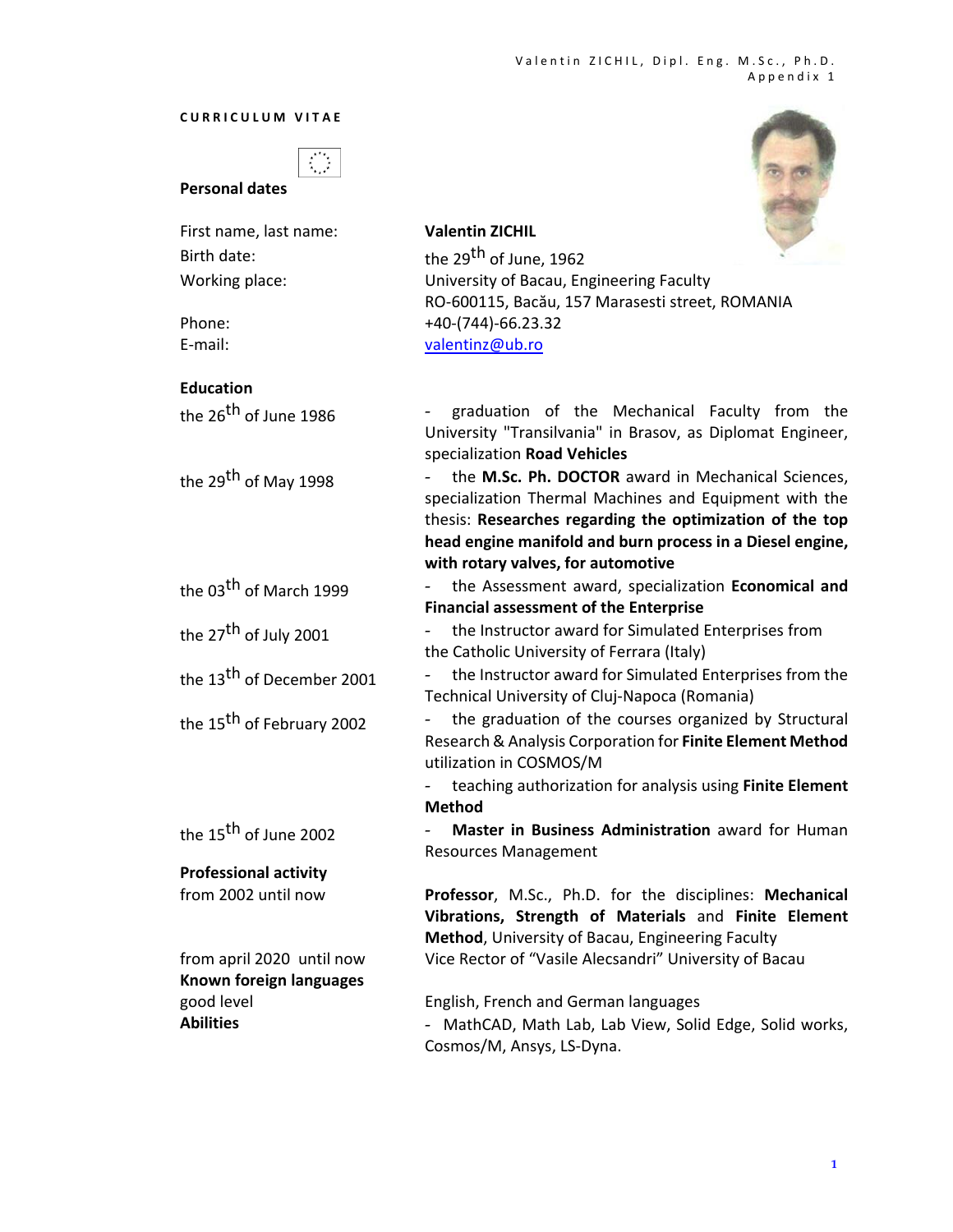# CURRICULUM VITAE

## Personal dates

| | |
|---|---|
| First name, last name: | **Valentin ZICHIL** |
| Birth date: | the 29th of June, 1962 |
| Working place: | University of Bacau, Engineering Faculty<br>RO-600115, Bacău, 157 Marasesti street, ROMANIA |
| Phone: | +40-(744)-66.23.32 |
| E-mail: | valentinz@ub.ro |

## Education

| | |
|---|---|
| the 26th of June 1986 | - graduation of the Mechanical Faculty from the University "Transilvania" in Brasov, as Diplomat Engineer, specialization **Road Vehicles** |
| the 29th of May 1998 | - the **M.Sc. Ph. DOCTOR** award in Mechanical Sciences, specialization Thermal Machines and Equipment with the thesis: **Researches regarding the optimization of the top head engine manifold and burn process in a Diesel engine, with rotary valves, for automotive** |
| the 03th of March 1999 | - the Assessment award, specialization **Economical and Financial assessment of the Enterprise** |
| the 27th of July 2001 | - the Instructor award for Simulated Enterprises from the Catholic University of Ferrara (Italy) |
| the 13th of December 2001 | - the Instructor award for Simulated Enterprises from the Technical University of Cluj-Napoca (Romania) |
| the 15th of February 2002 | - the graduation of the courses organized by Structural Research & Analysis Corporation for **Finite Element Method** utilization in COSMOS/M<br>- teaching authorization for analysis using **Finite Element Method** |
| the 15th of June 2002 | - **Master in Business Administration** award for Human Resources Management |

## Professional activity

| | |
|---|---|
| from 2002 until now | **Professor**, M.Sc., Ph.D. for the disciplines: **Mechanical Vibrations, Strength of Materials** and **Finite Element Method**, University of Bacau, Engineering Faculty |
| from april 2020 until now | Vice Rector of "Vasile Alecsandri" University of Bacau |

## Known foreign languages

| | |
|---|---|
| good level | English, French and German languages |

## Abilities

- MathCAD, Math Lab, Lab View, Solid Edge, Solid works, Cosmos/M, Ansys, LS-Dyna.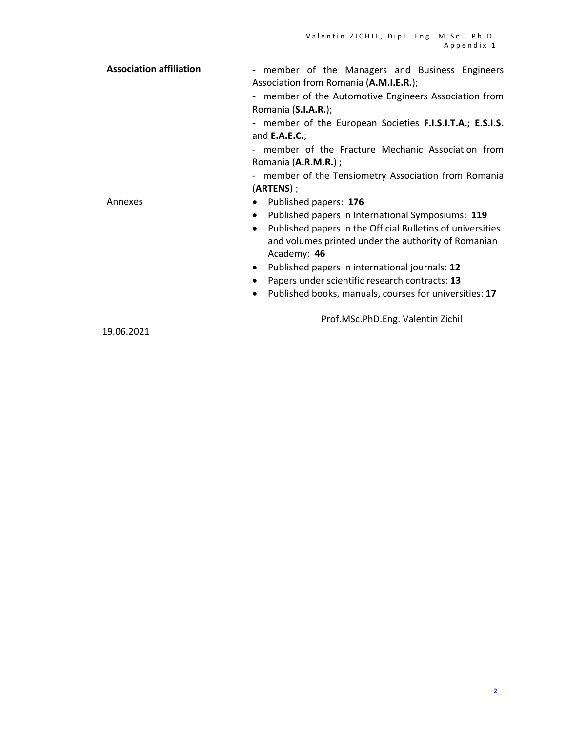| | |
|---|---|
| **Association affiliation** | - member of the Managers and Business Engineers Association from Romania (**A.M.I.E.R.**);<br>- member of the Automotive Engineers Association from Romania (**S.I.A.R.**);<br>- member of the European Societies **F.I.S.I.T.A.**; **E.S.I.S.** and **E.A.E.C.**;<br>- member of the Fracture Mechanic Association from Romania (**A.R.M.R.**) ;<br>- member of the Tensiometry Association from Romania (**ARTENS**) ; |
| Annexes | • Published papers: **176**<br>• Published papers in International Symposiums: **119**<br>• Published papers in the Official Bulletins of universities and volumes printed under the authority of Romanian Academy: **46**<br>• Published papers in international journals: **12**<br>• Papers under scientific research contracts: **13**<br>• Published books, manuals, courses for universities: **17** |

Prof.MSc.PhD.Eng. Valentin Zichil

19.06.2021